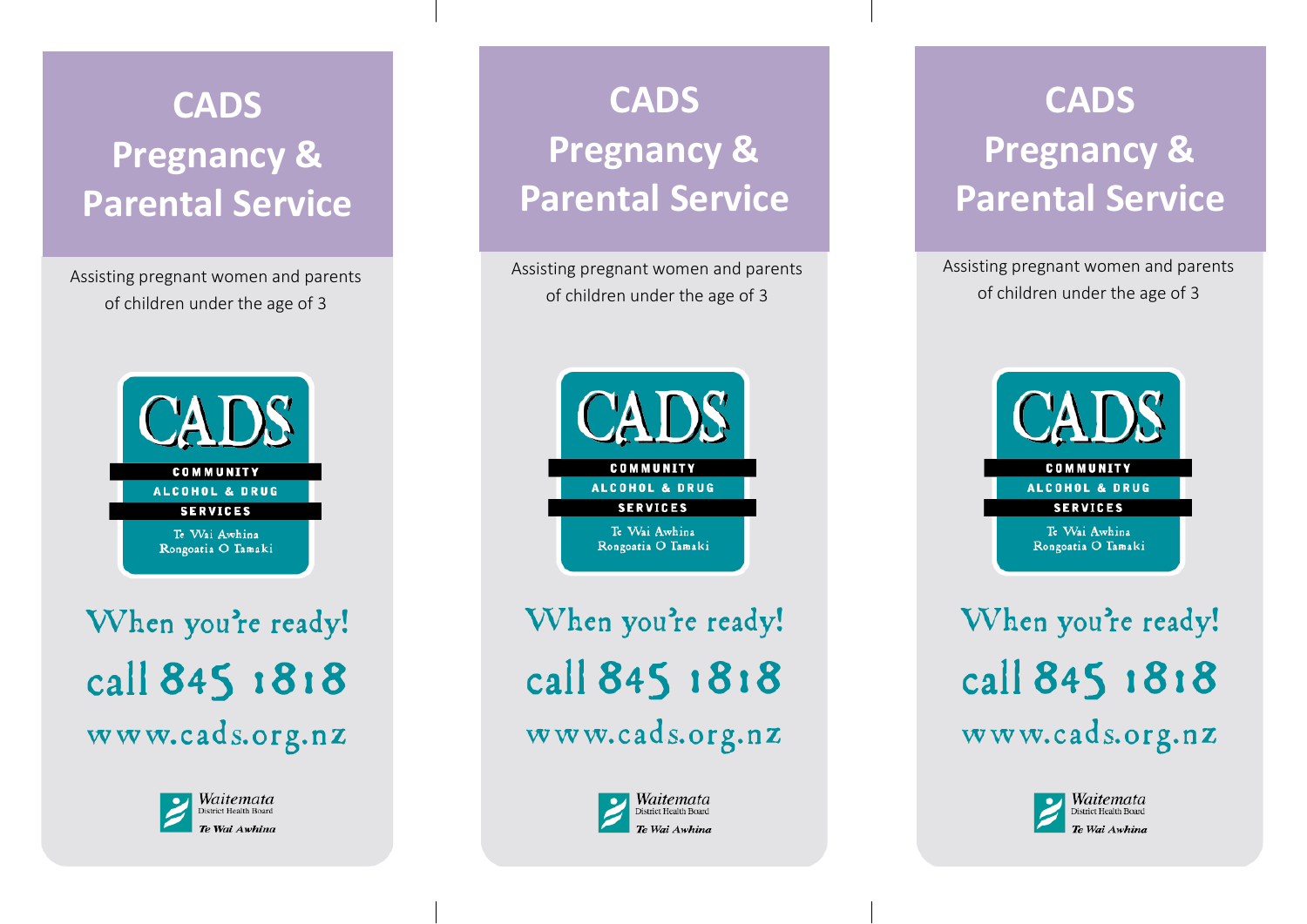# CADS Pregnancy & Parental Service

Assisting pregnant women and parents of children under the age of 3

CADS
COMMUNITY
ALCOHOL & DRUG
SERVICES
Te Wai Awhina
Rongoatia O Tamaki

When you're ready!

call 845 1818

www.cads.org.nz

Waitemata District Health Board
Te Wai Awhina

# CADS Pregnancy & Parental Service

Assisting pregnant women and parents of children under the age of 3

CADS
COMMUNITY
ALCOHOL & DRUG
SERVICES
Te Wai Awhina
Rongoatia O Tamaki

When you're ready!

call 845 1818

www.cads.org.nz

Waitemata District Health Board
Te Wai Awhina

# CADS Pregnancy & Parental Service

Assisting pregnant women and parents of children under the age of 3

CADS
COMMUNITY
ALCOHOL & DRUG
SERVICES
Te Wai Awhina
Rongoatia O Tamaki

When you're ready!

call 845 1818

www.cads.org.nz

Waitemata District Health Board
Te Wai Awhina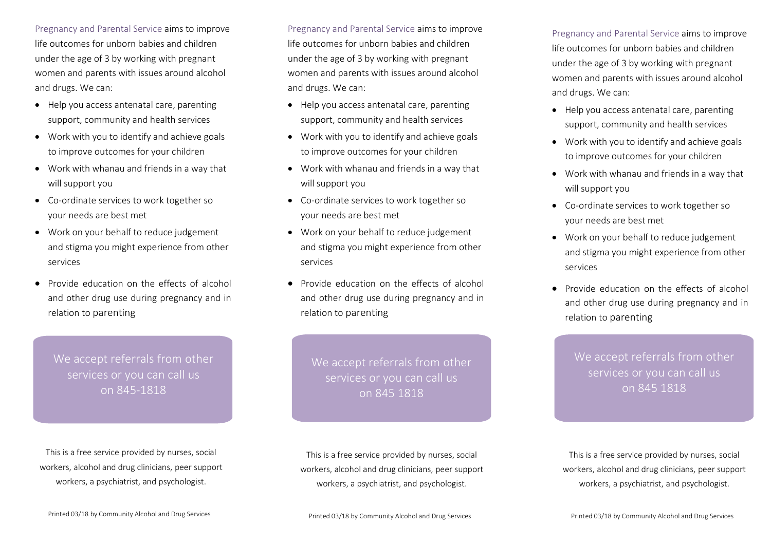Pregnancy and Parental Service aims to improve life outcomes for unborn babies and children under the age of 3 by working with pregnant women and parents with issues around alcohol and drugs. We can:

- Help you access antenatal care, parenting support, community and health services
- Work with you to identify and achieve goals to improve outcomes for your children
- Work with whanau and friends in a way that will support you
- Co-ordinate services to work together so your needs are best met
- Work on your behalf to reduce judgement and stigma you might experience from other services
- Provide education on the effects of alcohol and other drug use during pregnancy and in relation to parenting

We accept referrals from other services or you can call us on 845-1818

This is a free service provided by nurses, social workers, alcohol and drug clinicians, peer support workers, a psychiatrist, and psychologist.

Printed 03/18 by Community Alcohol and Drug Services

Pregnancy and Parental Service aims to improve life outcomes for unborn babies and children under the age of 3 by working with pregnant women and parents with issues around alcohol and drugs. We can:

- Help you access antenatal care, parenting support, community and health services
- Work with you to identify and achieve goals to improve outcomes for your children
- Work with whanau and friends in a way that will support you
- Co-ordinate services to work together so your needs are best met
- Work on your behalf to reduce judgement and stigma you might experience from other services
- Provide education on the effects of alcohol and other drug use during pregnancy and in relation to parenting

We accept referrals from other services or you can call us on 845 1818

This is a free service provided by nurses, social workers, alcohol and drug clinicians, peer support workers, a psychiatrist, and psychologist.

Printed 03/18 by Community Alcohol and Drug Services

Pregnancy and Parental Service aims to improve life outcomes for unborn babies and children under the age of 3 by working with pregnant women and parents with issues around alcohol and drugs. We can:

- Help you access antenatal care, parenting support, community and health services
- Work with you to identify and achieve goals to improve outcomes for your children
- Work with whanau and friends in a way that will support you
- Co-ordinate services to work together so your needs are best met
- Work on your behalf to reduce judgement and stigma you might experience from other services
- Provide education on the effects of alcohol and other drug use during pregnancy and in relation to parenting

We accept referrals from other services or you can call us on 845 1818

This is a free service provided by nurses, social workers, alcohol and drug clinicians, peer support workers, a psychiatrist, and psychologist.

Printed 03/18 by Community Alcohol and Drug Services